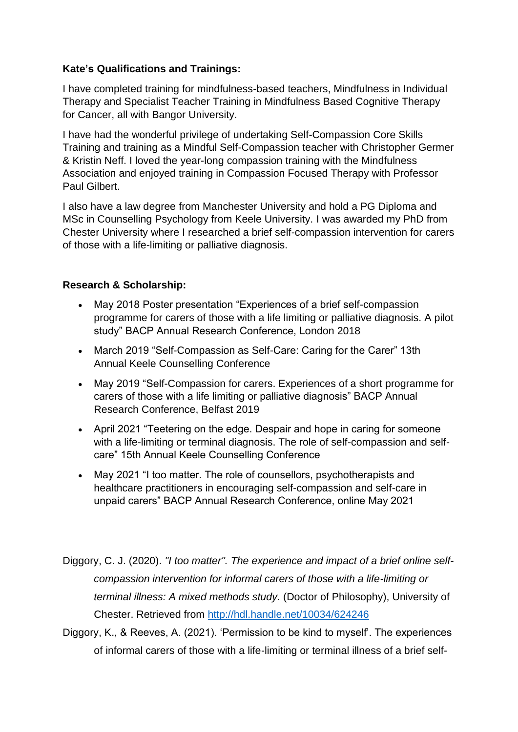**Kate's Qualifications and Trainings:**

I have completed training for mindfulness-based teachers, Mindfulness in Individual Therapy and Specialist Teacher Training in Mindfulness Based Cognitive Therapy for Cancer, all with Bangor University.

I have had the wonderful privilege of undertaking Self-Compassion Core Skills Training and training as a Mindful Self-Compassion teacher with Christopher Germer & Kristin Neff. I loved the year-long compassion training with the Mindfulness Association and enjoyed training in Compassion Focused Therapy with Professor Paul Gilbert.

I also have a law degree from Manchester University and hold a PG Diploma and MSc in Counselling Psychology from Keele University. I was awarded my PhD from Chester University where I researched a brief self-compassion intervention for carers of those with a life-limiting or palliative diagnosis.

**Research & Scholarship:**

- May 2018 Poster presentation "Experiences of a brief self-compassion programme for carers of those with a life limiting or palliative diagnosis. A pilot study" BACP Annual Research Conference, London 2018
- March 2019 "Self-Compassion as Self-Care: Caring for the Carer" 13th Annual Keele Counselling Conference
- May 2019 "Self-Compassion for carers. Experiences of a short programme for carers of those with a life limiting or palliative diagnosis" BACP Annual Research Conference, Belfast 2019
- April 2021 "Teetering on the edge. Despair and hope in caring for someone with a life-limiting or terminal diagnosis. The role of self-compassion and self-care" 15th Annual Keele Counselling Conference
- May 2021 "I too matter. The role of counsellors, psychotherapists and healthcare practitioners in encouraging self-compassion and self-care in unpaid carers" BACP Annual Research Conference, online May 2021

Diggory, C. J. (2020). *"I too matter". The experience and impact of a brief online self-compassion intervention for informal carers of those with a life-limiting or terminal illness: A mixed methods study.* (Doctor of Philosophy), University of Chester. Retrieved from [http://hdl.handle.net/10034/624246](http://hdl.handle.net/10034/624246)

Diggory, K., & Reeves, A. (2021). 'Permission to be kind to myself'. The experiences of informal carers of those with a life-limiting or terminal illness of a brief self-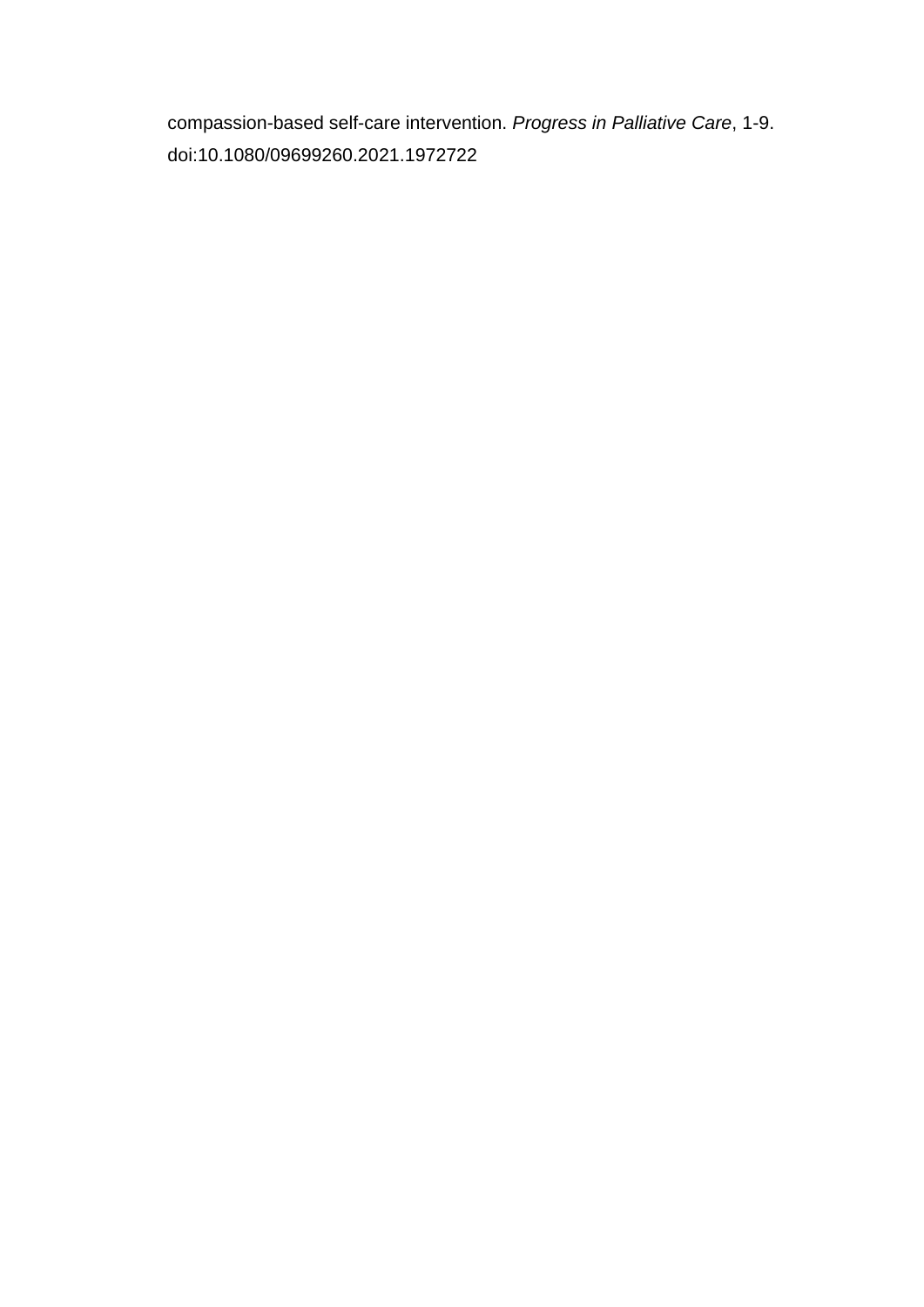compassion-based self-care intervention. *Progress in Palliative Care*, 1-9. doi:10.1080/09699260.2021.1972722